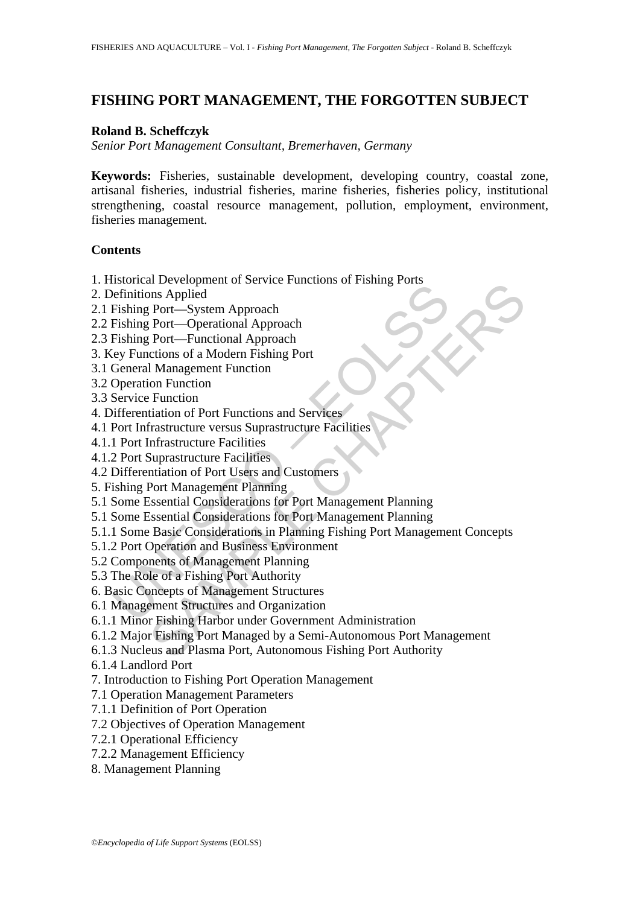# FISHING PORT MANAGEMENT, THE FORGOTTEN SUBJECT

**Roland B. Scheffczyk**
*Senior Port Management Consultant, Bremerhaven, Germany*

**Keywords:** Fisheries, sustainable development, developing country, coastal zone, artisanal fisheries, industrial fisheries, marine fisheries, fisheries policy, institutional strengthening, coastal resource management, pollution, employment, environment, fisheries management.

## Contents

1. Historical Development of Service Functions of Fishing Ports
2. Definitions Applied
2.1 Fishing Port—System Approach
2.2 Fishing Port—Operational Approach
2.3 Fishing Port—Functional Approach
3. Key Functions of a Modern Fishing Port
3.1 General Management Function
3.2 Operation Function
3.3 Service Function
4. Differentiation of Port Functions and Services
4.1 Port Infrastructure versus Suprastructure Facilities
4.1.1 Port Infrastructure Facilities
4.1.2 Port Suprastructure Facilities
4.2 Differentiation of Port Users and Customers
5. Fishing Port Management Planning
5.1 Some Essential Considerations for Port Management Planning
5.1 Some Essential Considerations for Port Management Planning
5.1.1 Some Basic Considerations in Planning Fishing Port Management Concepts
5.1.2 Port Operation and Business Environment
5.2 Components of Management Planning
5.3 The Role of a Fishing Port Authority
6. Basic Concepts of Management Structures
6.1 Management Structures and Organization
6.1.1 Minor Fishing Harbor under Government Administration
6.1.2 Major Fishing Port Managed by a Semi-Autonomous Port Management
6.1.3 Nucleus and Plasma Port, Autonomous Fishing Port Authority
6.1.4 Landlord Port
7. Introduction to Fishing Port Operation Management
7.1 Operation Management Parameters
7.1.1 Definition of Port Operation
7.2 Objectives of Operation Management
7.2.1 Operational Efficiency
7.2.2 Management Efficiency
8. Management Planning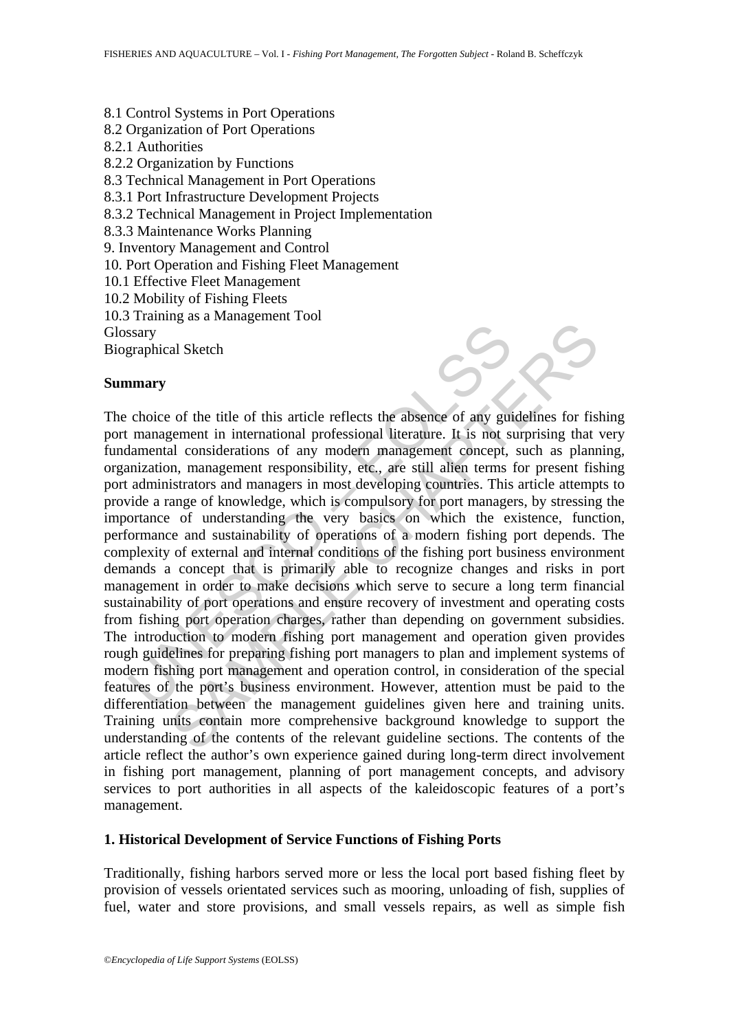8.1 Control Systems in Port Operations
8.2 Organization of Port Operations
8.2.1 Authorities
8.2.2 Organization by Functions
8.3 Technical Management in Port Operations
8.3.1 Port Infrastructure Development Projects
8.3.2 Technical Management in Project Implementation
8.3.3 Maintenance Works Planning
9. Inventory Management and Control
10. Port Operation and Fishing Fleet Management
10.1 Effective Fleet Management
10.2 Mobility of Fishing Fleets
10.3 Training as a Management Tool
Glossary
Biographical Sketch

**Summary**

The choice of the title of this article reflects the absence of any guidelines for fishing port management in international professional literature. It is not surprising that very fundamental considerations of any modern management concept, such as planning, organization, management responsibility, etc., are still alien terms for present fishing port administrators and managers in most developing countries. This article attempts to provide a range of knowledge, which is compulsory for port managers, by stressing the importance of understanding the very basics on which the existence, function, performance and sustainability of operations of a modern fishing port depends. The complexity of external and internal conditions of the fishing port business environment demands a concept that is primarily able to recognize changes and risks in port management in order to make decisions which serve to secure a long term financial sustainability of port operations and ensure recovery of investment and operating costs from fishing port operation charges, rather than depending on government subsidies. The introduction to modern fishing port management and operation given provides rough guidelines for preparing fishing port managers to plan and implement systems of modern fishing port management and operation control, in consideration of the special features of the port's business environment. However, attention must be paid to the differentiation between the management guidelines given here and training units. Training units contain more comprehensive background knowledge to support the understanding of the contents of the relevant guideline sections. The contents of the article reflect the author's own experience gained during long-term direct involvement in fishing port management, planning of port management concepts, and advisory services to port authorities in all aspects of the kaleidoscopic features of a port's management.

**1. Historical Development of Service Functions of Fishing Ports**

Traditionally, fishing harbors served more or less the local port based fishing fleet by provision of vessels orientated services such as mooring, unloading of fish, supplies of fuel, water and store provisions, and small vessels repairs, as well as simple fish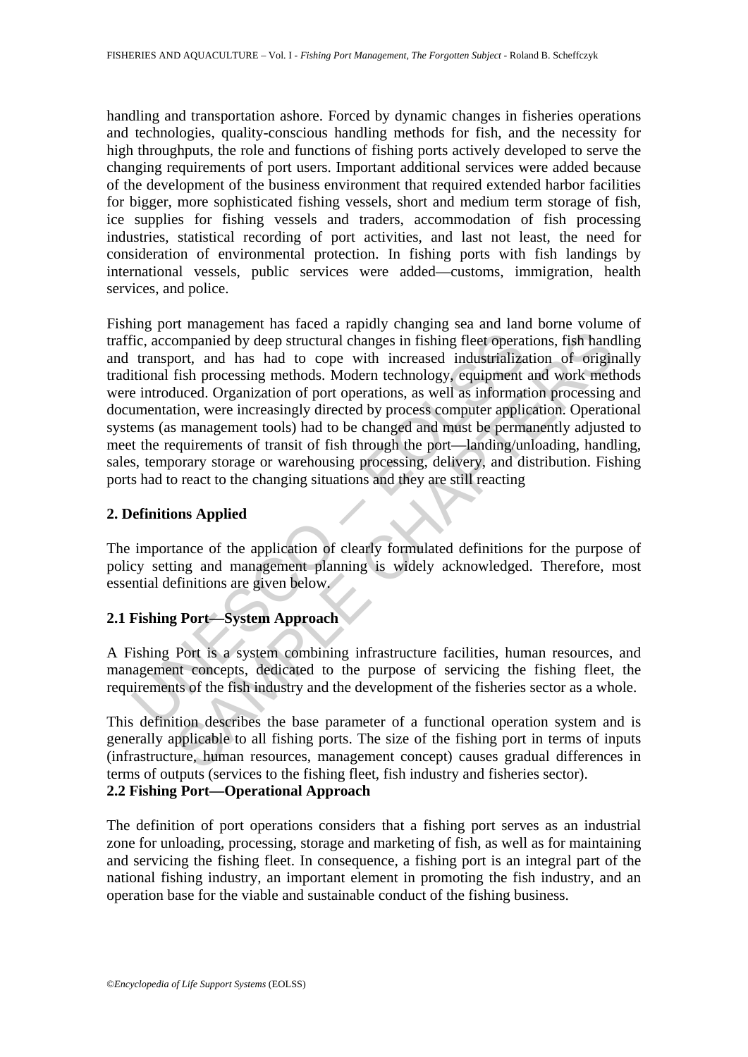handling and transportation ashore. Forced by dynamic changes in fisheries operations and technologies, quality-conscious handling methods for fish, and the necessity for high throughputs, the role and functions of fishing ports actively developed to serve the changing requirements of port users. Important additional services were added because of the development of the business environment that required extended harbor facilities for bigger, more sophisticated fishing vessels, short and medium term storage of fish, ice supplies for fishing vessels and traders, accommodation of fish processing industries, statistical recording of port activities, and last not least, the need for consideration of environmental protection. In fishing ports with fish landings by international vessels, public services were added—customs, immigration, health services, and police.

Fishing port management has faced a rapidly changing sea and land borne volume of traffic, accompanied by deep structural changes in fishing fleet operations, fish handling and transport, and has had to cope with increased industrialization of originally traditional fish processing methods. Modern technology, equipment and work methods were introduced. Organization of port operations, as well as information processing and documentation, were increasingly directed by process computer application. Operational systems (as management tools) had to be changed and must be permanently adjusted to meet the requirements of transit of fish through the port—landing/unloading, handling, sales, temporary storage or warehousing processing, delivery, and distribution. Fishing ports had to react to the changing situations and they are still reacting

## 2. Definitions Applied

The importance of the application of clearly formulated definitions for the purpose of policy setting and management planning is widely acknowledged. Therefore, most essential definitions are given below.

### 2.1 Fishing Port—System Approach

A Fishing Port is a system combining infrastructure facilities, human resources, and management concepts, dedicated to the purpose of servicing the fishing fleet, the requirements of the fish industry and the development of the fisheries sector as a whole.

This definition describes the base parameter of a functional operation system and is generally applicable to all fishing ports. The size of the fishing port in terms of inputs (infrastructure, human resources, management concept) causes gradual differences in terms of outputs (services to the fishing fleet, fish industry and fisheries sector).

### 2.2 Fishing Port—Operational Approach

The definition of port operations considers that a fishing port serves as an industrial zone for unloading, processing, storage and marketing of fish, as well as for maintaining and servicing the fishing fleet. In consequence, a fishing port is an integral part of the national fishing industry, an important element in promoting the fish industry, and an operation base for the viable and sustainable conduct of the fishing business.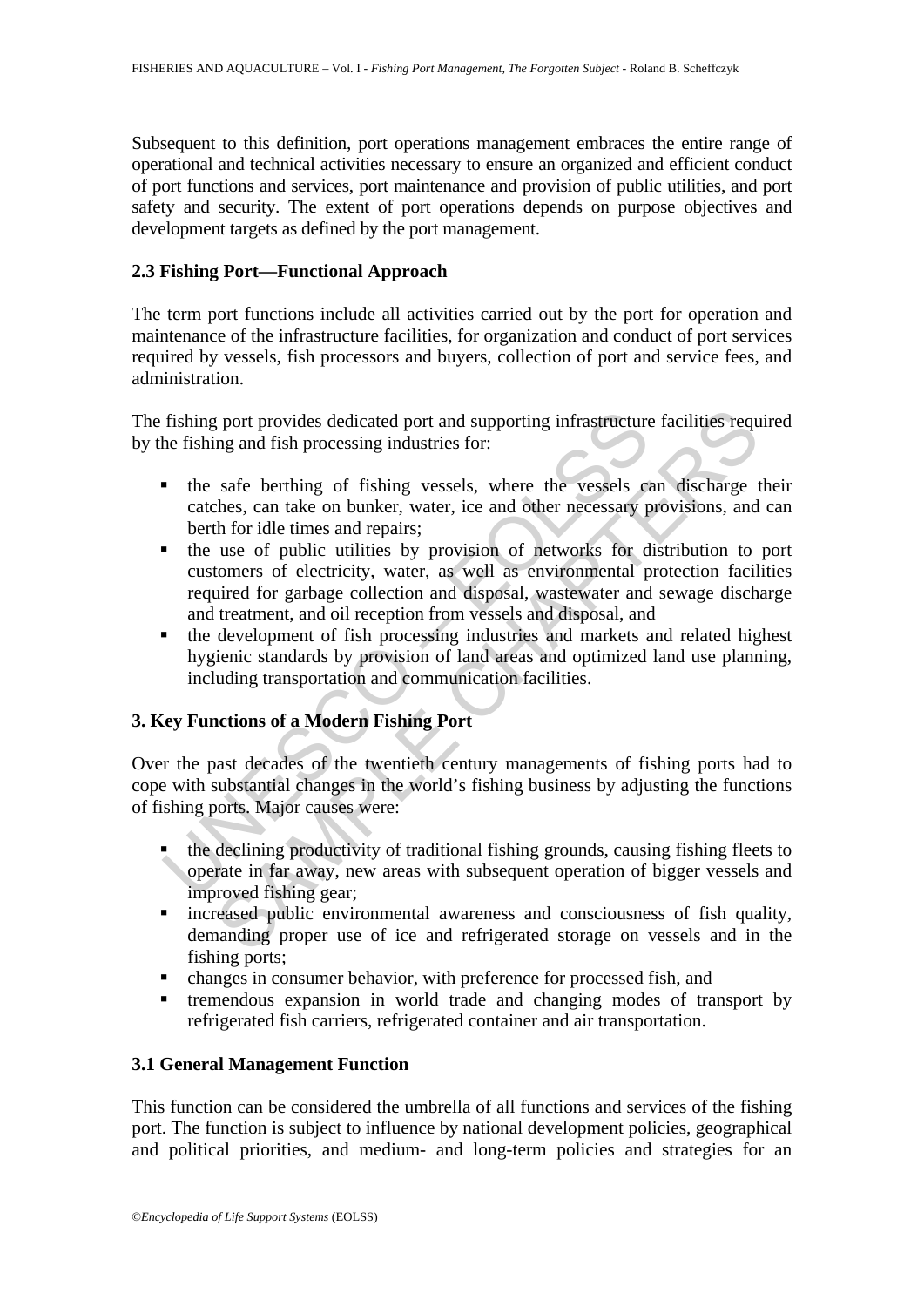Subsequent to this definition, port operations management embraces the entire range of operational and technical activities necessary to ensure an organized and efficient conduct of port functions and services, port maintenance and provision of public utilities, and port safety and security. The extent of port operations depends on purpose objectives and development targets as defined by the port management.

### 2.3 Fishing Port—Functional Approach

The term port functions include all activities carried out by the port for operation and maintenance of the infrastructure facilities, for organization and conduct of port services required by vessels, fish processors and buyers, collection of port and service fees, and administration.

The fishing port provides dedicated port and supporting infrastructure facilities required by the fishing and fish processing industries for:

- the safe berthing of fishing vessels, where the vessels can discharge their catches, can take on bunker, water, ice and other necessary provisions, and can berth for idle times and repairs;
- the use of public utilities by provision of networks for distribution to port customers of electricity, water, as well as environmental protection facilities required for garbage collection and disposal, wastewater and sewage discharge and treatment, and oil reception from vessels and disposal, and
- the development of fish processing industries and markets and related highest hygienic standards by provision of land areas and optimized land use planning, including transportation and communication facilities.

## 3. Key Functions of a Modern Fishing Port

Over the past decades of the twentieth century managements of fishing ports had to cope with substantial changes in the world's fishing business by adjusting the functions of fishing ports. Major causes were:

- the declining productivity of traditional fishing grounds, causing fishing fleets to operate in far away, new areas with subsequent operation of bigger vessels and improved fishing gear;
- increased public environmental awareness and consciousness of fish quality, demanding proper use of ice and refrigerated storage on vessels and in the fishing ports;
- changes in consumer behavior, with preference for processed fish, and
- tremendous expansion in world trade and changing modes of transport by refrigerated fish carriers, refrigerated container and air transportation.

### 3.1 General Management Function

This function can be considered the umbrella of all functions and services of the fishing port. The function is subject to influence by national development policies, geographical and political priorities, and medium- and long-term policies and strategies for an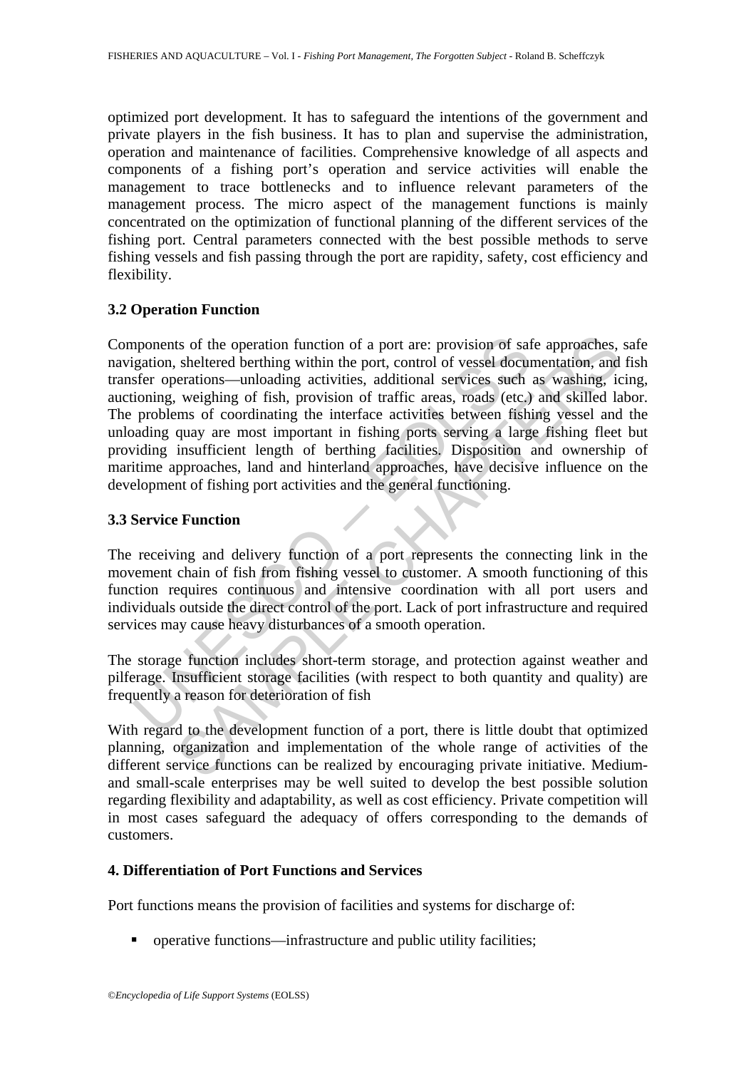optimized port development. It has to safeguard the intentions of the government and private players in the fish business. It has to plan and supervise the administration, operation and maintenance of facilities. Comprehensive knowledge of all aspects and components of a fishing port's operation and service activities will enable the management to trace bottlenecks and to influence relevant parameters of the management process. The micro aspect of the management functions is mainly concentrated on the optimization of functional planning of the different services of the fishing port. Central parameters connected with the best possible methods to serve fishing vessels and fish passing through the port are rapidity, safety, cost efficiency and flexibility.

### 3.2 Operation Function

Components of the operation function of a port are: provision of safe approaches, safe navigation, sheltered berthing within the port, control of vessel documentation, and fish transfer operations—unloading activities, additional services such as washing, icing, auctioning, weighing of fish, provision of traffic areas, roads (etc.) and skilled labor. The problems of coordinating the interface activities between fishing vessel and the unloading quay are most important in fishing ports serving a large fishing fleet but providing insufficient length of berthing facilities. Disposition and ownership of maritime approaches, land and hinterland approaches, have decisive influence on the development of fishing port activities and the general functioning.

### 3.3 Service Function

The receiving and delivery function of a port represents the connecting link in the movement chain of fish from fishing vessel to customer. A smooth functioning of this function requires continuous and intensive coordination with all port users and individuals outside the direct control of the port. Lack of port infrastructure and required services may cause heavy disturbances of a smooth operation.

The storage function includes short-term storage, and protection against weather and pilferage. Insufficient storage facilities (with respect to both quantity and quality) are frequently a reason for deterioration of fish

With regard to the development function of a port, there is little doubt that optimized planning, organization and implementation of the whole range of activities of the different service functions can be realized by encouraging private initiative. Medium- and small-scale enterprises may be well suited to develop the best possible solution regarding flexibility and adaptability, as well as cost efficiency. Private competition will in most cases safeguard the adequacy of offers corresponding to the demands of customers.

## 4. Differentiation of Port Functions and Services

Port functions means the provision of facilities and systems for discharge of:

- operative functions—infrastructure and public utility facilities;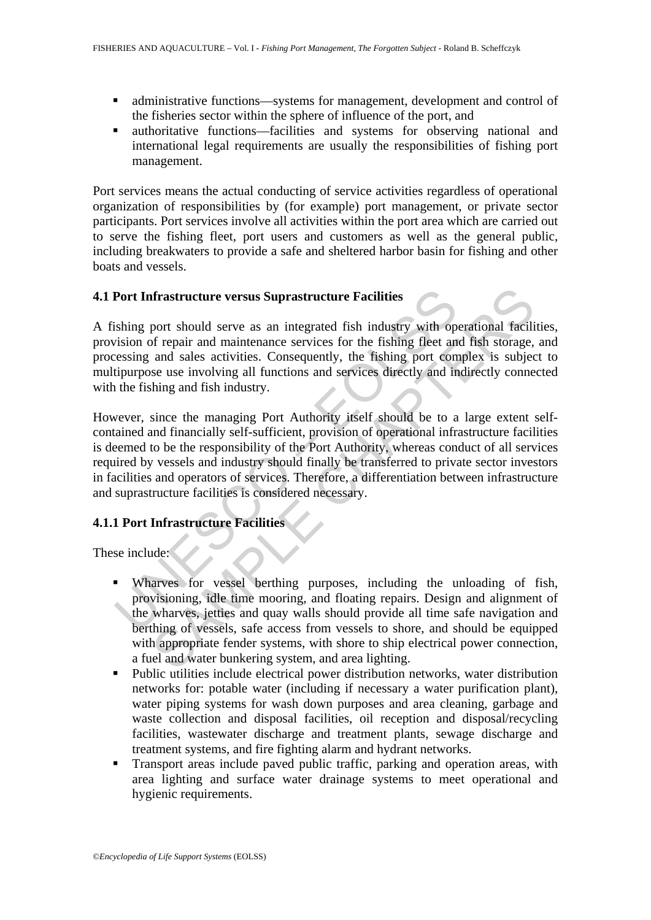- administrative functions—systems for management, development and control of the fisheries sector within the sphere of influence of the port, and
- authoritative functions—facilities and systems for observing national and international legal requirements are usually the responsibilities of fishing port management.

Port services means the actual conducting of service activities regardless of operational organization of responsibilities by (for example) port management, or private sector participants. Port services involve all activities within the port area which are carried out to serve the fishing fleet, port users and customers as well as the general public, including breakwaters to provide a safe and sheltered harbor basin for fishing and other boats and vessels.

### 4.1 Port Infrastructure versus Suprastructure Facilities

A fishing port should serve as an integrated fish industry with operational facilities, provision of repair and maintenance services for the fishing fleet and fish storage, and processing and sales activities. Consequently, the fishing port complex is subject to multipurpose use involving all functions and services directly and indirectly connected with the fishing and fish industry.

However, since the managing Port Authority itself should be to a large extent self-contained and financially self-sufficient, provision of operational infrastructure facilities is deemed to be the responsibility of the Port Authority, whereas conduct of all services required by vessels and industry should finally be transferred to private sector investors in facilities and operators of services. Therefore, a differentiation between infrastructure and suprastructure facilities is considered necessary.

#### 4.1.1 Port Infrastructure Facilities

These include:

- Wharves for vessel berthing purposes, including the unloading of fish, provisioning, idle time mooring, and floating repairs. Design and alignment of the wharves, jetties and quay walls should provide all time safe navigation and berthing of vessels, safe access from vessels to shore, and should be equipped with appropriate fender systems, with shore to ship electrical power connection, a fuel and water bunkering system, and area lighting.
- Public utilities include electrical power distribution networks, water distribution networks for: potable water (including if necessary a water purification plant), water piping systems for wash down purposes and area cleaning, garbage and waste collection and disposal facilities, oil reception and disposal/recycling facilities, wastewater discharge and treatment plants, sewage discharge and treatment systems, and fire fighting alarm and hydrant networks.
- Transport areas include paved public traffic, parking and operation areas, with area lighting and surface water drainage systems to meet operational and hygienic requirements.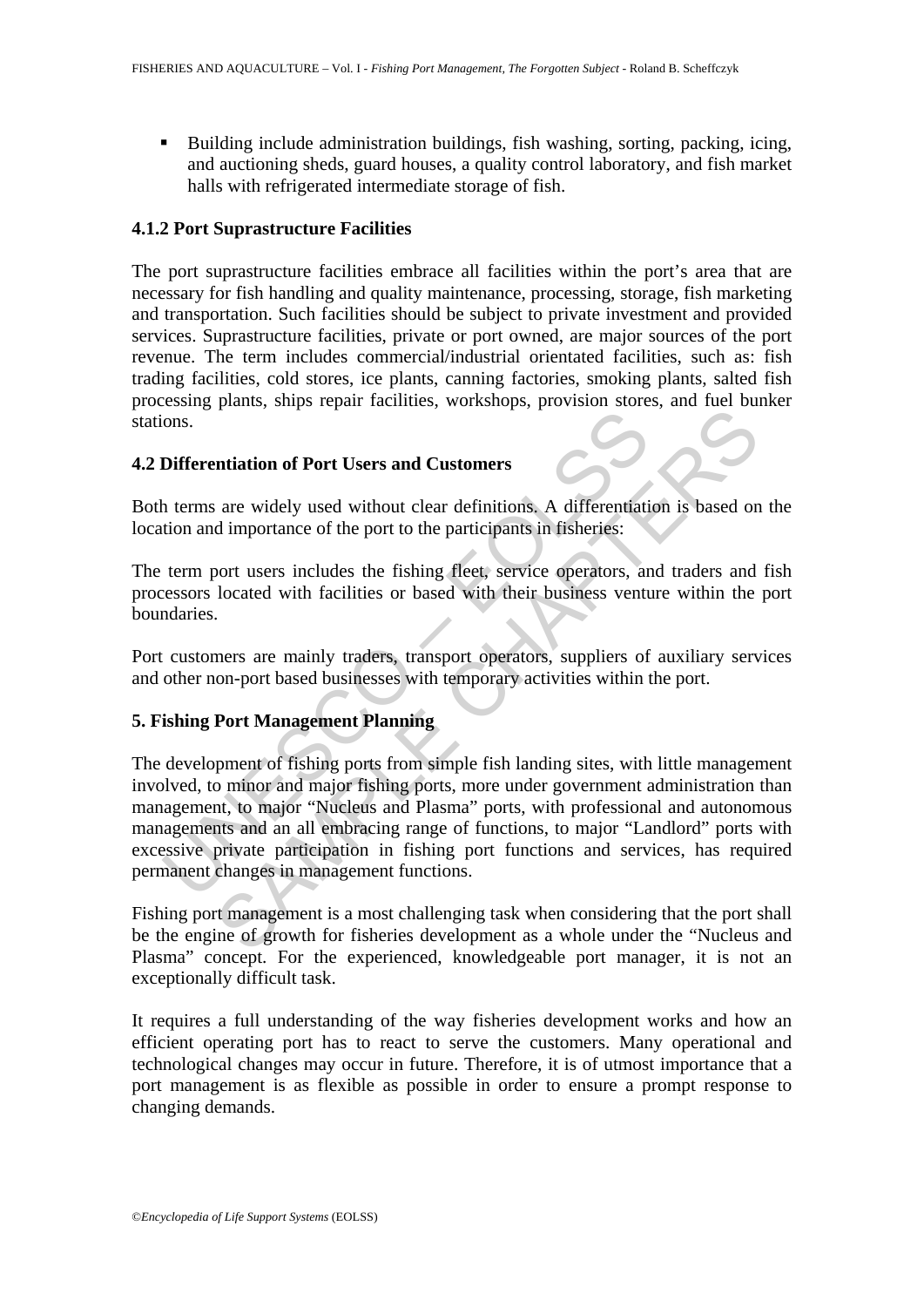- Building include administration buildings, fish washing, sorting, packing, icing, and auctioning sheds, guard houses, a quality control laboratory, and fish market halls with refrigerated intermediate storage of fish.

### 4.1.2 Port Suprastructure Facilities

The port suprastructure facilities embrace all facilities within the port's area that are necessary for fish handling and quality maintenance, processing, storage, fish marketing and transportation. Such facilities should be subject to private investment and provided services. Suprastructure facilities, private or port owned, are major sources of the port revenue. The term includes commercial/industrial orientated facilities, such as: fish trading facilities, cold stores, ice plants, canning factories, smoking plants, salted fish processing plants, ships repair facilities, workshops, provision stores, and fuel bunker stations.

## 4.2 Differentiation of Port Users and Customers

Both terms are widely used without clear definitions. A differentiation is based on the location and importance of the port to the participants in fisheries:

The term port users includes the fishing fleet, service operators, and traders and fish processors located with facilities or based with their business venture within the port boundaries.

Port customers are mainly traders, transport operators, suppliers of auxiliary services and other non-port based businesses with temporary activities within the port.

# 5. Fishing Port Management Planning

The development of fishing ports from simple fish landing sites, with little management involved, to minor and major fishing ports, more under government administration than management, to major "Nucleus and Plasma" ports, with professional and autonomous managements and an all embracing range of functions, to major "Landlord" ports with excessive private participation in fishing port functions and services, has required permanent changes in management functions.

Fishing port management is a most challenging task when considering that the port shall be the engine of growth for fisheries development as a whole under the "Nucleus and Plasma" concept. For the experienced, knowledgeable port manager, it is not an exceptionally difficult task.

It requires a full understanding of the way fisheries development works and how an efficient operating port has to react to serve the customers. Many operational and technological changes may occur in future. Therefore, it is of utmost importance that a port management is as flexible as possible in order to ensure a prompt response to changing demands.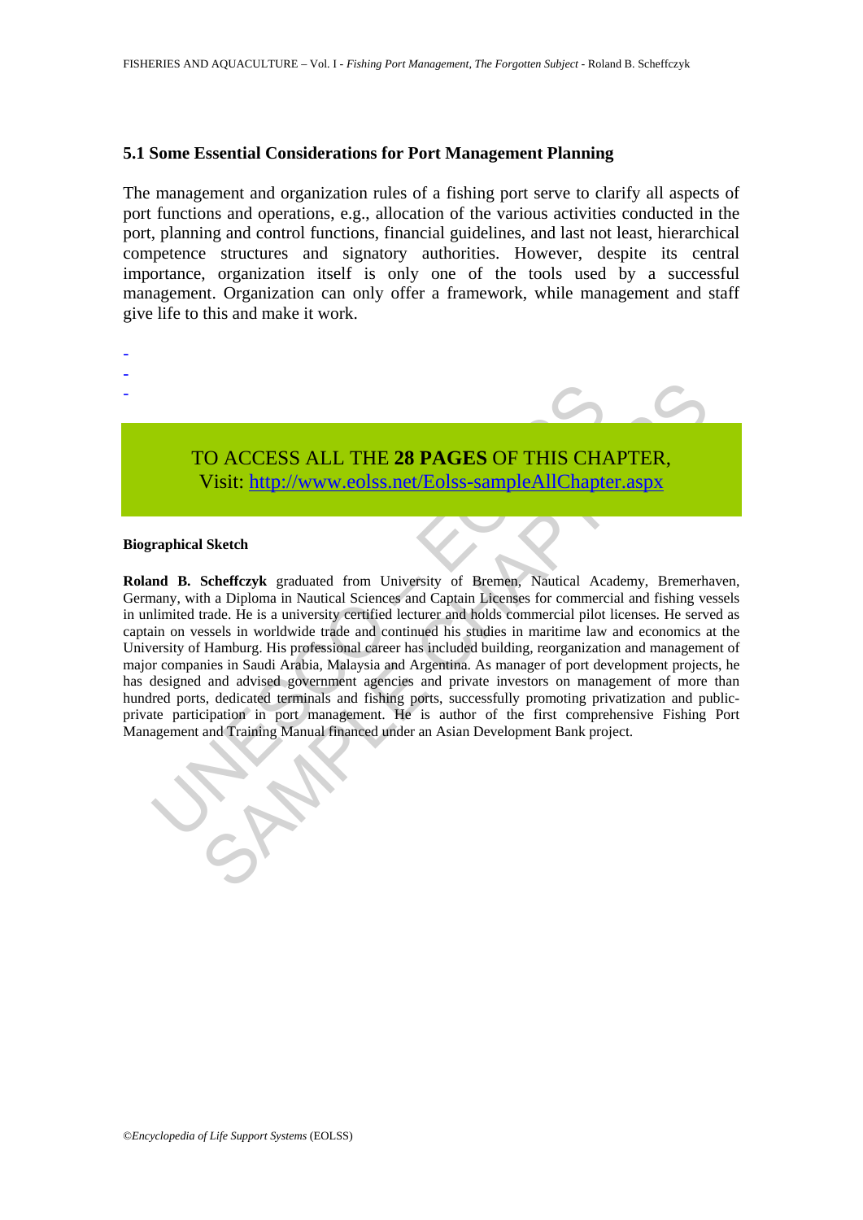### 5.1 Some Essential Considerations for Port Management Planning

The management and organization rules of a fishing port serve to clarify all aspects of port functions and operations, e.g., allocation of the various activities conducted in the port, planning and control functions, financial guidelines, and last not least, hierarchical competence structures and signatory authorities. However, despite its central importance, organization itself is only one of the tools used by a successful management. Organization can only offer a framework, while management and staff give life to this and make it work.

-
-
-

TO ACCESS ALL THE **28 PAGES** OF THIS CHAPTER,
Visit: http://www.eolss.net/Eolss-sampleAllChapter.aspx

**Biographical Sketch**

**Roland B. Scheffczyk** graduated from University of Bremen, Nautical Academy, Bremerhaven, Germany, with a Diploma in Nautical Sciences and Captain Licenses for commercial and fishing vessels in unlimited trade. He is a university certified lecturer and holds commercial pilot licenses. He served as captain on vessels in worldwide trade and continued his studies in maritime law and economics at the University of Hamburg. His professional career has included building, reorganization and management of major companies in Saudi Arabia, Malaysia and Argentina. As manager of port development projects, he has designed and advised government agencies and private investors on management of more than hundred ports, dedicated terminals and fishing ports, successfully promoting privatization and public-private participation in port management. He is author of the first comprehensive Fishing Port Management and Training Manual financed under an Asian Development Bank project.